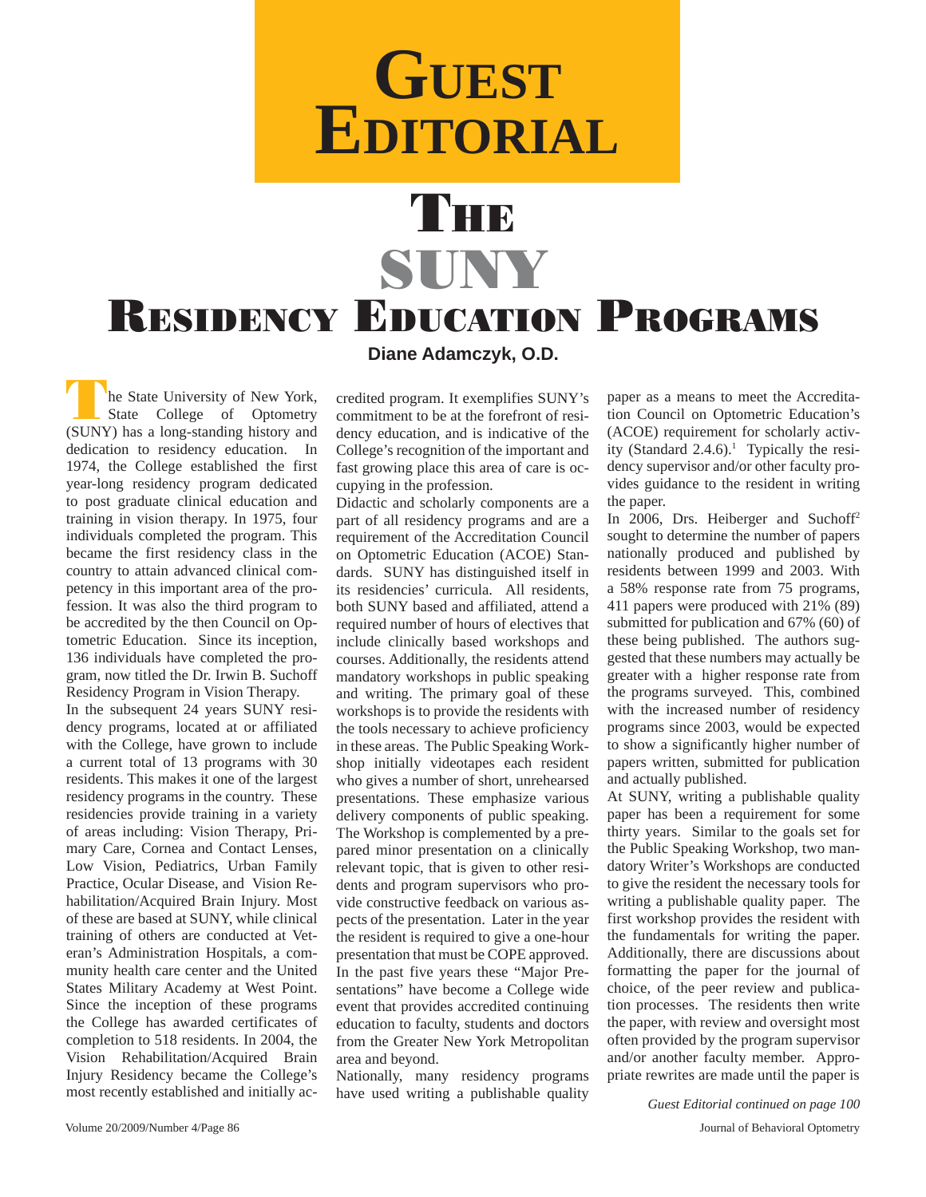# Guest Editorial

# The SUNY Residency Education Programs

**Diane Adamczyk, O.D.**

The State University of New York, State College of Optometry (SUNY) has a long-standing history and dedication to residency education. In 1974, the College established the first year-long residency program dedicated to post graduate clinical education and training in vision therapy. In 1975, four individuals completed the program. This became the first residency class in the country to attain advanced clinical competency in this important area of the profession. It was also the third program to be accredited by the then Council on Optometric Education. Since its inception, 136 individuals have completed the program, now titled the Dr. Irwin B. Suchoff Residency Program in Vision Therapy.

In the subsequent 24 years SUNY residency programs, located at or affiliated with the College, have grown to include a current total of 13 programs with 30 residents. This makes it one of the largest residency programs in the country. These residencies provide training in a variety of areas including: Vision Therapy, Primary Care, Cornea and Contact Lenses, Low Vision, Pediatrics, Urban Family Practice, Ocular Disease, and Vision Rehabilitation/Acquired Brain Injury. Most of these are based at SUNY, while clinical training of others are conducted at Veteran's Administration Hospitals, a community health care center and the United States Military Academy at West Point. Since the inception of these programs the College has awarded certificates of completion to 518 residents. In 2004, the Vision Rehabilitation/Acquired Brain Injury Residency became the College's most recently established and initially accredited program. It exemplifies SUNY's commitment to be at the forefront of residency education, and is indicative of the College's recognition of the important and fast growing place this area of care is occupying in the profession.

Didactic and scholarly components are a part of all residency programs and are a requirement of the Accreditation Council on Optometric Education (ACOE) Standards. SUNY has distinguished itself in its residencies' curricula. All residents, both SUNY based and affiliated, attend a required number of hours of electives that include clinically based workshops and courses. Additionally, the residents attend mandatory workshops in public speaking and writing. The primary goal of these workshops is to provide the residents with the tools necessary to achieve proficiency in these areas. The Public Speaking Workshop initially videotapes each resident who gives a number of short, unrehearsed presentations. These emphasize various delivery components of public speaking. The Workshop is complemented by a prepared minor presentation on a clinically relevant topic, that is given to other residents and program supervisors who provide constructive feedback on various aspects of the presentation. Later in the year the resident is required to give a one-hour presentation that must be COPE approved. In the past five years these "Major Presentations" have become a College wide event that provides accredited continuing education to faculty, students and doctors from the Greater New York Metropolitan area and beyond.

Nationally, many residency programs have used writing a publishable quality paper as a means to meet the Accreditation Council on Optometric Education's (ACOE) requirement for scholarly activity (Standard 2.4.6).[1] Typically the residency supervisor and/or other faculty provides guidance to the resident in writing the paper.

In 2006, Drs. Heiberger and Suchoff[2] sought to determine the number of papers nationally produced and published by residents between 1999 and 2003. With a 58% response rate from 75 programs, 411 papers were produced with 21% (89) submitted for publication and 67% (60) of these being published. The authors suggested that these numbers may actually be greater with a higher response rate from the programs surveyed. This, combined with the increased number of residency programs since 2003, would be expected to show a significantly higher number of papers written, submitted for publication and actually published.

At SUNY, writing a publishable quality paper has been a requirement for some thirty years. Similar to the goals set for the Public Speaking Workshop, two mandatory Writer's Workshops are conducted to give the resident the necessary tools for writing a publishable quality paper. The first workshop provides the resident with the fundamentals for writing the paper. Additionally, there are discussions about formatting the paper for the journal of choice, of the peer review and publication processes. The residents then write the paper, with review and oversight most often provided by the program supervisor and/or another faculty member. Appropriate rewrites are made until the paper is

*Guest Editorial continued on page 100*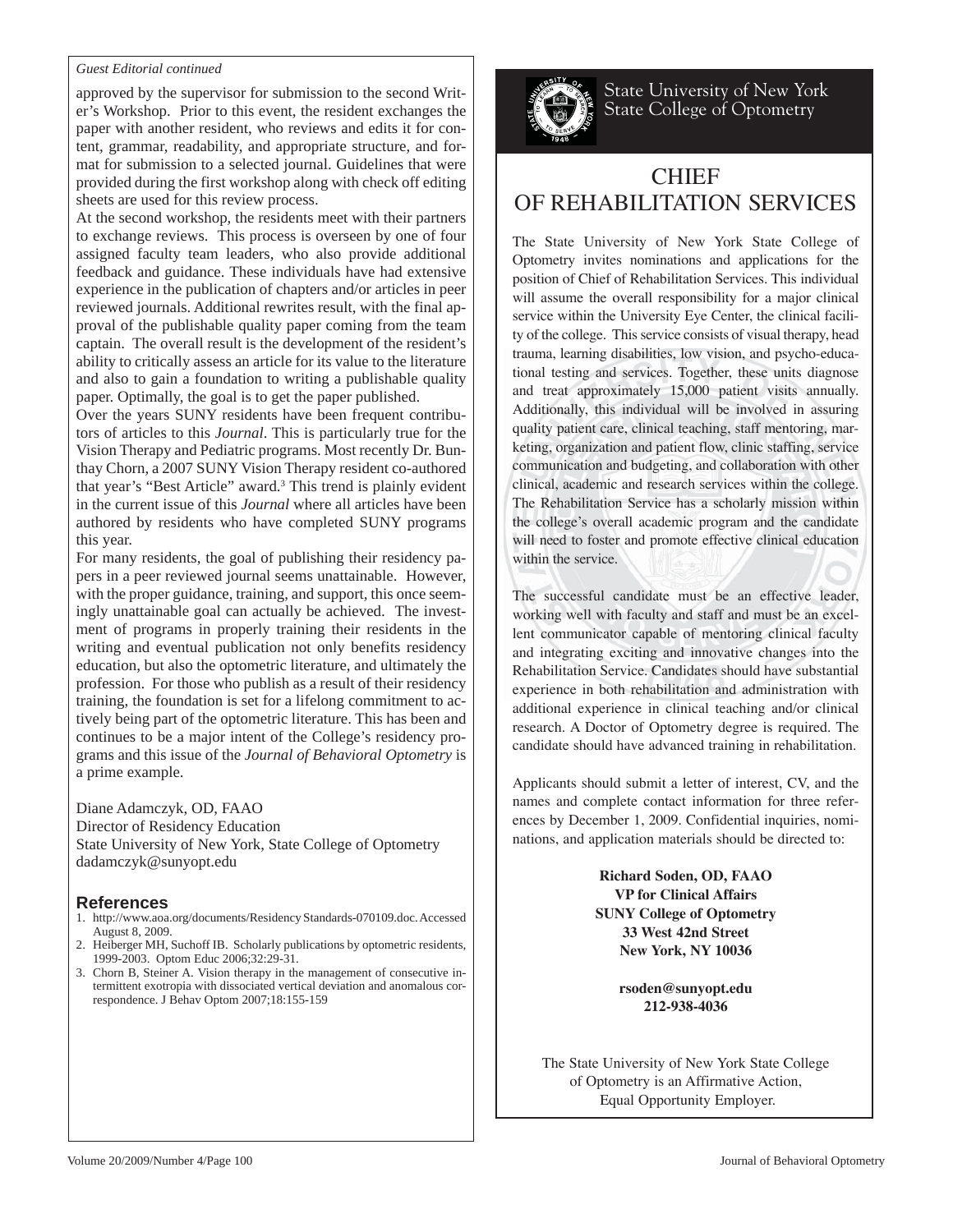*Guest Editorial continued*

approved by the supervisor for submission to the second Writer's Workshop. Prior to this event, the resident exchanges the paper with another resident, who reviews and edits it for content, grammar, readability, and appropriate structure, and format for submission to a selected journal. Guidelines that were provided during the first workshop along with check off editing sheets are used for this review process.

At the second workshop, the residents meet with their partners to exchange reviews. This process is overseen by one of four assigned faculty team leaders, who also provide additional feedback and guidance. These individuals have had extensive experience in the publication of chapters and/or articles in peer reviewed journals. Additional rewrites result, with the final approval of the publishable quality paper coming from the team captain. The overall result is the development of the resident's ability to critically assess an article for its value to the literature and also to gain a foundation to writing a publishable quality paper. Optimally, the goal is to get the paper published.

Over the years SUNY residents have been frequent contributors of articles to this *Journal*. This is particularly true for the Vision Therapy and Pediatric programs. Most recently Dr. Bunthay Chorn, a 2007 SUNY Vision Therapy resident co-authored that year's "Best Article" award.[3] This trend is plainly evident in the current issue of this *Journal* where all articles have been authored by residents who have completed SUNY programs this year.

For many residents, the goal of publishing their residency papers in a peer reviewed journal seems unattainable. However, with the proper guidance, training, and support, this once seemingly unattainable goal can actually be achieved. The investment of programs in properly training their residents in the writing and eventual publication not only benefits residency education, but also the optometric literature, and ultimately the profession. For those who publish as a result of their residency training, the foundation is set for a lifelong commitment to actively being part of the optometric literature. This has been and continues to be a major intent of the College's residency programs and this issue of the *Journal of Behavioral Optometry* is a prime example.

Diane Adamczyk, OD, FAAO
Director of Residency Education
State University of New York, State College of Optometry
dadamczyk@sunyopt.edu

## References

1. http://www.aoa.org/documents/Residency Standards-070109.doc. Accessed August 8, 2009.
2. Heiberger MH, Suchoff IB. Scholarly publications by optometric residents, 1999-2003. Optom Educ 2006;32:29-31.
3. Chorn B, Steiner A. Vision therapy in the management of consecutive intermittent exotropia with dissociated vertical deviation and anomalous correspondence. J Behav Optom 2007;18:155-159

State University of New York
State College of Optometry

# CHIEF OF REHABILITATION SERVICES

The State University of New York State College of Optometry invites nominations and applications for the position of Chief of Rehabilitation Services. This individual will assume the overall responsibility for a major clinical service within the University Eye Center, the clinical facility of the college. This service consists of visual therapy, head trauma, learning disabilities, low vision, and psycho-educational testing and services. Together, these units diagnose and treat approximately 15,000 patient visits annually. Additionally, this individual will be involved in assuring quality patient care, clinical teaching, staff mentoring, marketing, organization and patient flow, clinic staffing, service communication and budgeting, and collaboration with other clinical, academic and research services within the college. The Rehabilitation Service has a scholarly mission within the college's overall academic program and the candidate will need to foster and promote effective clinical education within the service.

The successful candidate must be an effective leader, working well with faculty and staff and must be an excellent communicator capable of mentoring clinical faculty and integrating exciting and innovative changes into the Rehabilitation Service. Candidates should have substantial experience in both rehabilitation and administration with additional experience in clinical teaching and/or clinical research. A Doctor of Optometry degree is required. The candidate should have advanced training in rehabilitation.

Applicants should submit a letter of interest, CV, and the names and complete contact information for three references by December 1, 2009. Confidential inquiries, nominations, and application materials should be directed to:

**Richard Soden, OD, FAAO**
**VP for Clinical Affairs**
**SUNY College of Optometry**
**33 West 42nd Street**
**New York, NY 10036**

**rsoden@sunyopt.edu**
**212-938-4036**

The State University of New York State College of Optometry is an Affirmative Action, Equal Opportunity Employer.